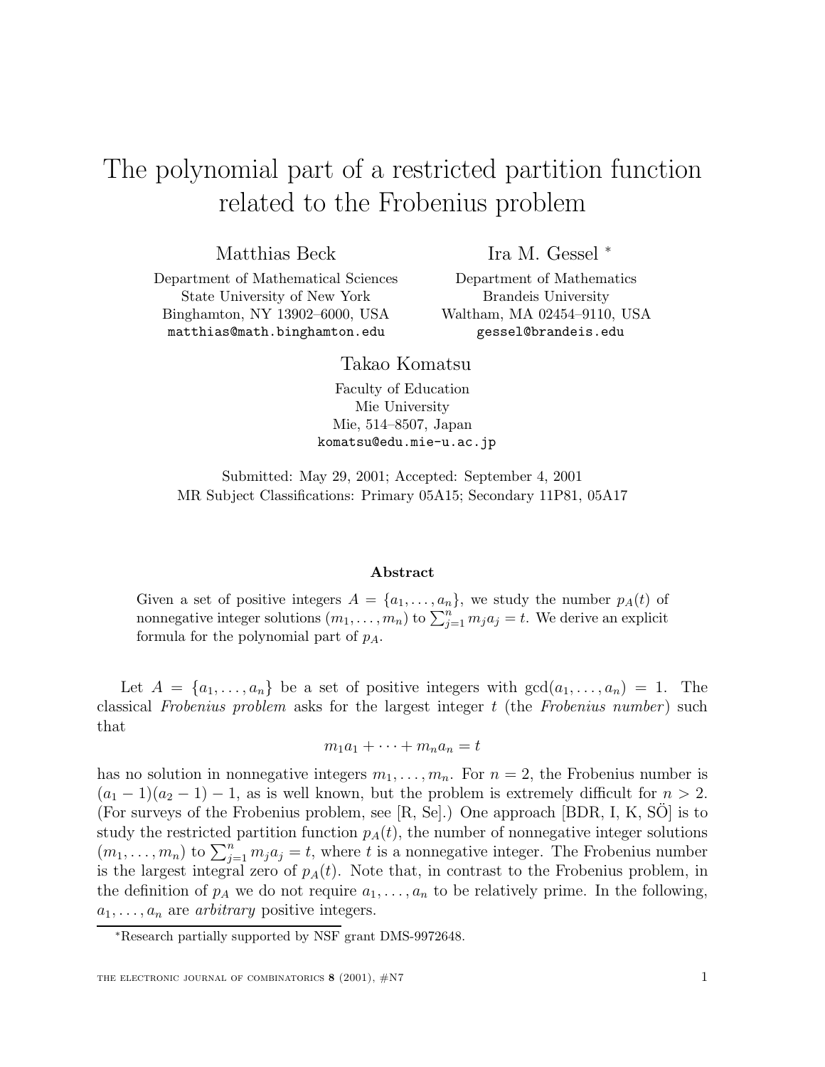# The polynomial part of a restricted partition function related to the Frobenius problem

Matthias Beck
Department of Mathematical Sciences
State University of New York
Binghamton, NY 13902–6000, USA
matthias@math.binghamton.edu

Ira M. Gessel [*]
Department of Mathematics
Brandeis University
Waltham, MA 02454–9110, USA
gessel@brandeis.edu

Takao Komatsu
Faculty of Education
Mie University
Mie, 514–8507, Japan
komatsu@edu.mie-u.ac.jp

Submitted: May 29, 2001; Accepted: September 4, 2001
MR Subject Classifications: Primary 05A15; Secondary 11P81, 05A17

**Abstract**

Given a set of positive integers $A = \{a_1, \ldots, a_n\}$, we study the number $p_A(t)$ of nonnegative integer solutions $(m_1, \ldots, m_n)$ to $\sum_{j=1}^{n} m_j a_j = t$. We derive an explicit formula for the polynomial part of $p_A$.

Let $A = \{a_1, \ldots, a_n\}$ be a set of positive integers with $\gcd(a_1, \ldots, a_n) = 1$. The classical *Frobenius problem* asks for the largest integer $t$ (the *Frobenius number*) such that

$$m_1 a_1 + \cdots + m_n a_n = t$$

has no solution in nonnegative integers $m_1, \ldots, m_n$. For $n = 2$, the Frobenius number is $(a_1 - 1)(a_2 - 1) - 1$, as is well known, but the problem is extremely difficult for $n > 2$. (For surveys of the Frobenius problem, see [R, Se].) One approach [BDR, I, K, SÖ] is to study the restricted partition function $p_A(t)$, the number of nonnegative integer solutions $(m_1, \ldots, m_n)$ to $\sum_{j=1}^{n} m_j a_j = t$, where $t$ is a nonnegative integer. The Frobenius number is the largest integral zero of $p_A(t)$. Note that, in contrast to the Frobenius problem, in the definition of $p_A$ we do not require $a_1, \ldots, a_n$ to be relatively prime. In the following, $a_1, \ldots, a_n$ are *arbitrary* positive integers.

[*]Research partially supported by NSF grant DMS-9972648.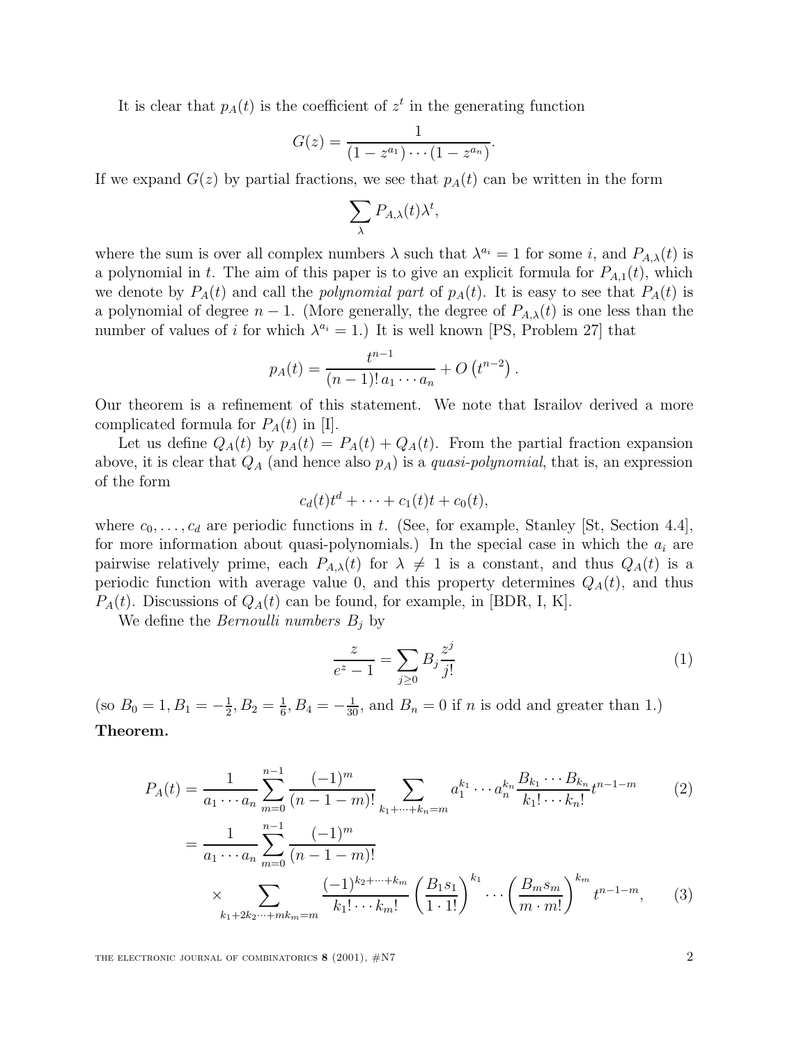It is clear that $p_A(t)$ is the coefficient of $z^t$ in the generating function

$$G(z) = \frac{1}{(1-z^{a_1})\cdots(1-z^{a_n})}.$$

If we expand $G(z)$ by partial fractions, we see that $p_A(t)$ can be written in the form

$$\sum_\lambda P_{A,\lambda}(t)\lambda^t,$$

where the sum is over all complex numbers $\lambda$ such that $\lambda^{a_i} = 1$ for some $i$, and $P_{A,\lambda}(t)$ is a polynomial in $t$. The aim of this paper is to give an explicit formula for $P_{A,1}(t)$, which we denote by $P_A(t)$ and call the *polynomial part* of $p_A(t)$. It is easy to see that $P_A(t)$ is a polynomial of degree $n-1$. (More generally, the degree of $P_{A,\lambda}(t)$ is one less than the number of values of $i$ for which $\lambda^{a_i} = 1$.) It is well known [PS, Problem 27] that

$$p_A(t) = \frac{t^{n-1}}{(n-1)!\, a_1 \cdots a_n} + O\left(t^{n-2}\right).$$

Our theorem is a refinement of this statement. We note that Israilov derived a more complicated formula for $P_A(t)$ in [I].

Let us define $Q_A(t)$ by $p_A(t) = P_A(t) + Q_A(t)$. From the partial fraction expansion above, it is clear that $Q_A$ (and hence also $p_A$) is a *quasi-polynomial*, that is, an expression of the form

$$c_d(t)t^d + \cdots + c_1(t)t + c_0(t),$$

where $c_0, \ldots, c_d$ are periodic functions in $t$. (See, for example, Stanley [St, Section 4.4], for more information about quasi-polynomials.) In the special case in which the $a_i$ are pairwise relatively prime, each $P_{A,\lambda}(t)$ for $\lambda \neq 1$ is a constant, and thus $Q_A(t)$ is a periodic function with average value 0, and this property determines $Q_A(t)$, and thus $P_A(t)$. Discussions of $Q_A(t)$ can be found, for example, in [BDR, I, K].

We define the *Bernoulli numbers* $B_j$ by

$$\frac{z}{e^z - 1} = \sum_{j \geq 0} B_j \frac{z^j}{j!} \tag{1}$$

(so $B_0 = 1, B_1 = -\frac{1}{2}, B_2 = \frac{1}{6}, B_4 = -\frac{1}{30}$, and $B_n = 0$ if $n$ is odd and greater than 1.)

**Theorem.**

$$\begin{aligned}
P_A(t) &= \frac{1}{a_1 \cdots a_n} \sum_{m=0}^{n-1} \frac{(-1)^m}{(n-1-m)!} \sum_{k_1+\cdots+k_n=m} a_1^{k_1} \cdots a_n^{k_n} \frac{B_{k_1} \cdots B_{k_n}}{k_1! \cdots k_n!} t^{n-1-m} && (2) \\
&= \frac{1}{a_1 \cdots a_n} \sum_{m=0}^{n-1} \frac{(-1)^m}{(n-1-m)!} \\
&\quad \times \sum_{k_1+2k_2 \cdots + mk_m = m} \frac{(-1)^{k_2+\cdots+k_m}}{k_1! \cdots k_m!} \left(\frac{B_1 s_1}{1 \cdot 1!}\right)^{k_1} \cdots \left(\frac{B_m s_m}{m \cdot m!}\right)^{k_m} t^{n-1-m}, && (3)
\end{aligned}$$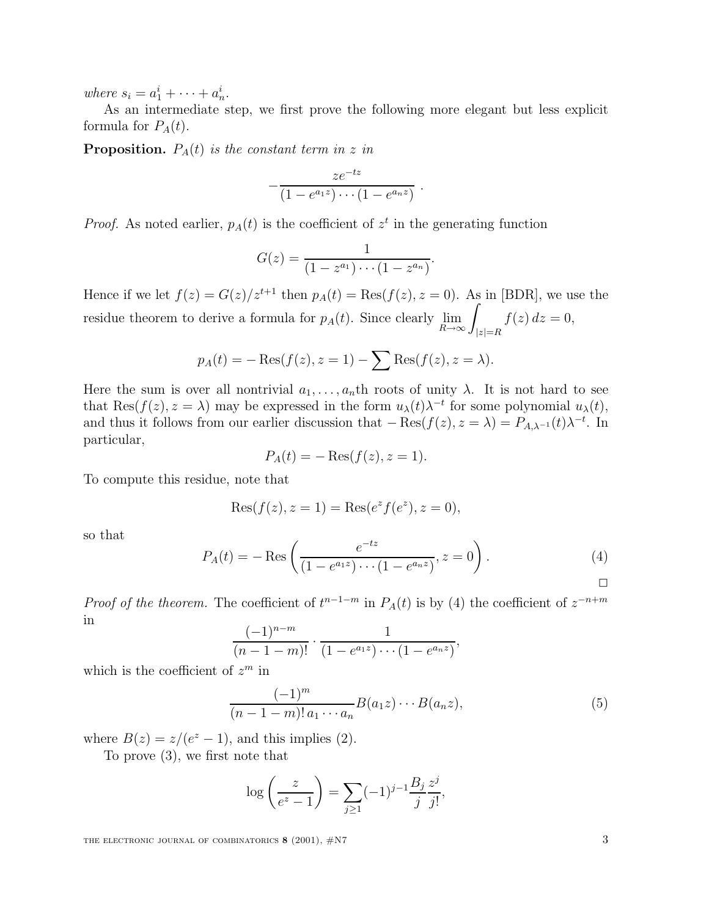*where* $s_i = a_1^i + \cdots + a_n^i$.

As an intermediate step, we first prove the following more elegant but less explicit formula for $P_A(t)$.

**Proposition.** *$P_A(t)$ is the constant term in $z$ in*

$$-\frac{ze^{-tz}}{(1-e^{a_1 z})\cdots(1-e^{a_n z})}\ .$$

*Proof.* As noted earlier, $p_A(t)$ is the coefficient of $z^t$ in the generating function

$$G(z) = \frac{1}{(1-z^{a_1})\cdots(1-z^{a_n})}.$$

Hence if we let $f(z) = G(z)/z^{t+1}$ then $p_A(t) = \mathrm{Res}(f(z), z=0)$. As in [BDR], we use the residue theorem to derive a formula for $p_A(t)$. Since clearly $\displaystyle\lim_{R\to\infty}\int_{|z|=R} f(z)\,dz = 0$,

$$p_A(t) = -\,\mathrm{Res}(f(z), z=1) - \sum \mathrm{Res}(f(z), z=\lambda).$$

Here the sum is over all nontrivial $a_1, \ldots, a_n$th roots of unity $\lambda$. It is not hard to see that $\mathrm{Res}(f(z), z=\lambda)$ may be expressed in the form $u_\lambda(t)\lambda^{-t}$ for some polynomial $u_\lambda(t)$, and thus it follows from our earlier discussion that $-\,\mathrm{Res}(f(z), z=\lambda) = P_{A,\lambda^{-1}}(t)\lambda^{-t}$. In particular,

$$P_A(t) = -\,\mathrm{Res}(f(z), z=1).$$

To compute this residue, note that

$$\mathrm{Res}(f(z), z=1) = \mathrm{Res}(e^z f(e^z), z=0),$$

so that

$$P_A(t) = -\,\mathrm{Res}\left(\frac{e^{-tz}}{(1-e^{a_1 z})\cdots(1-e^{a_n z})}, z=0\right). \tag{4}$$

□

*Proof of the theorem.* The coefficient of $t^{n-1-m}$ in $P_A(t)$ is by (4) the coefficient of $z^{-n+m}$ in

$$\frac{(-1)^{n-m}}{(n-1-m)!}\cdot\frac{1}{(1-e^{a_1 z})\cdots(1-e^{a_n z})},$$

which is the coefficient of $z^m$ in

$$\frac{(-1)^m}{(n-1-m)!\,a_1\cdots a_n}B(a_1 z)\cdots B(a_n z), \tag{5}$$

where $B(z) = z/(e^z-1)$, and this implies (2).

To prove (3), we first note that

$$\log\left(\frac{z}{e^z-1}\right) = \sum_{j\ge 1}(-1)^{j-1}\frac{B_j}{j}\frac{z^j}{j!},$$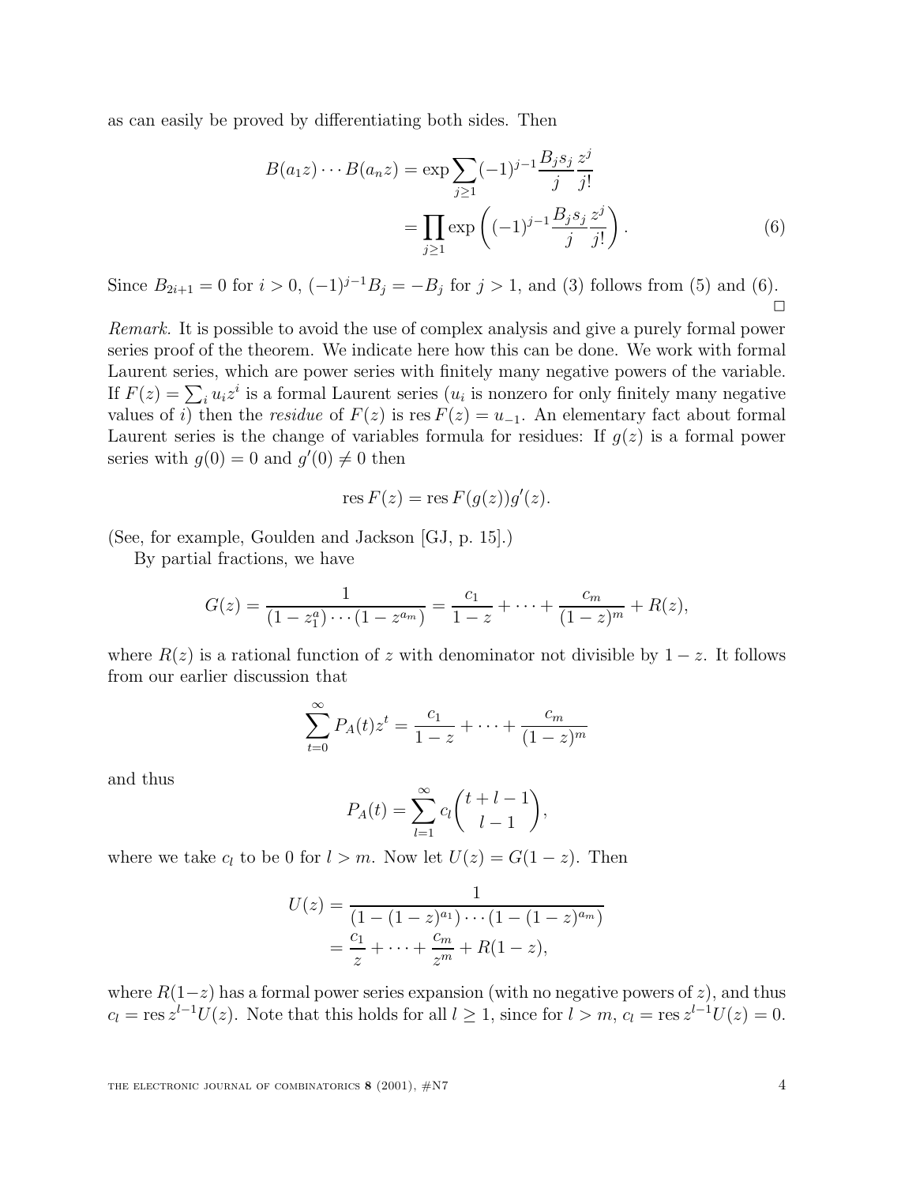as can easily be proved by differentiating both sides. Then

$$B(a_1 z) \cdots B(a_n z) = \exp \sum_{j \geq 1} (-1)^{j-1} \frac{B_j s_j}{j} \frac{z^j}{j!}$$
$$= \prod_{j \geq 1} \exp \left( (-1)^{j-1} \frac{B_j s_j}{j} \frac{z^j}{j!} \right). \tag{6}$$

Since $B_{2i+1} = 0$ for $i > 0$, $(-1)^{j-1} B_j = -B_j$ for $j > 1$, and (3) follows from (5) and (6). □

*Remark.* It is possible to avoid the use of complex analysis and give a purely formal power series proof of the theorem. We indicate here how this can be done. We work with formal Laurent series, which are power series with finitely many negative powers of the variable. If $F(z) = \sum_i u_i z^i$ is a formal Laurent series ($u_i$ is nonzero for only finitely many negative values of $i$) then the *residue* of $F(z)$ is $\operatorname{res} F(z) = u_{-1}$. An elementary fact about formal Laurent series is the change of variables formula for residues: If $g(z)$ is a formal power series with $g(0) = 0$ and $g'(0) \neq 0$ then

$$\operatorname{res} F(z) = \operatorname{res} F(g(z)) g'(z).$$

(See, for example, Goulden and Jackson [GJ, p. 15].)

By partial fractions, we have

$$G(z) = \frac{1}{(1 - z_1^a) \cdots (1 - z^{a_m})} = \frac{c_1}{1-z} + \cdots + \frac{c_m}{(1-z)^m} + R(z),$$

where $R(z)$ is a rational function of $z$ with denominator not divisible by $1 - z$. It follows from our earlier discussion that

$$\sum_{t=0}^{\infty} P_A(t) z^t = \frac{c_1}{1-z} + \cdots + \frac{c_m}{(1-z)^m}$$

and thus

$$P_A(t) = \sum_{l=1}^{\infty} c_l \binom{t+l-1}{l-1},$$

where we take $c_l$ to be 0 for $l > m$. Now let $U(z) = G(1 - z)$. Then

$$U(z) = \frac{1}{(1 - (1-z)^{a_1}) \cdots (1 - (1-z)^{a_m})}$$
$$= \frac{c_1}{z} + \cdots + \frac{c_m}{z^m} + R(1 - z),$$

where $R(1-z)$ has a formal power series expansion (with no negative powers of $z$), and thus $c_l = \operatorname{res} z^{l-1} U(z)$. Note that this holds for all $l \geq 1$, since for $l > m$, $c_l = \operatorname{res} z^{l-1} U(z) = 0$.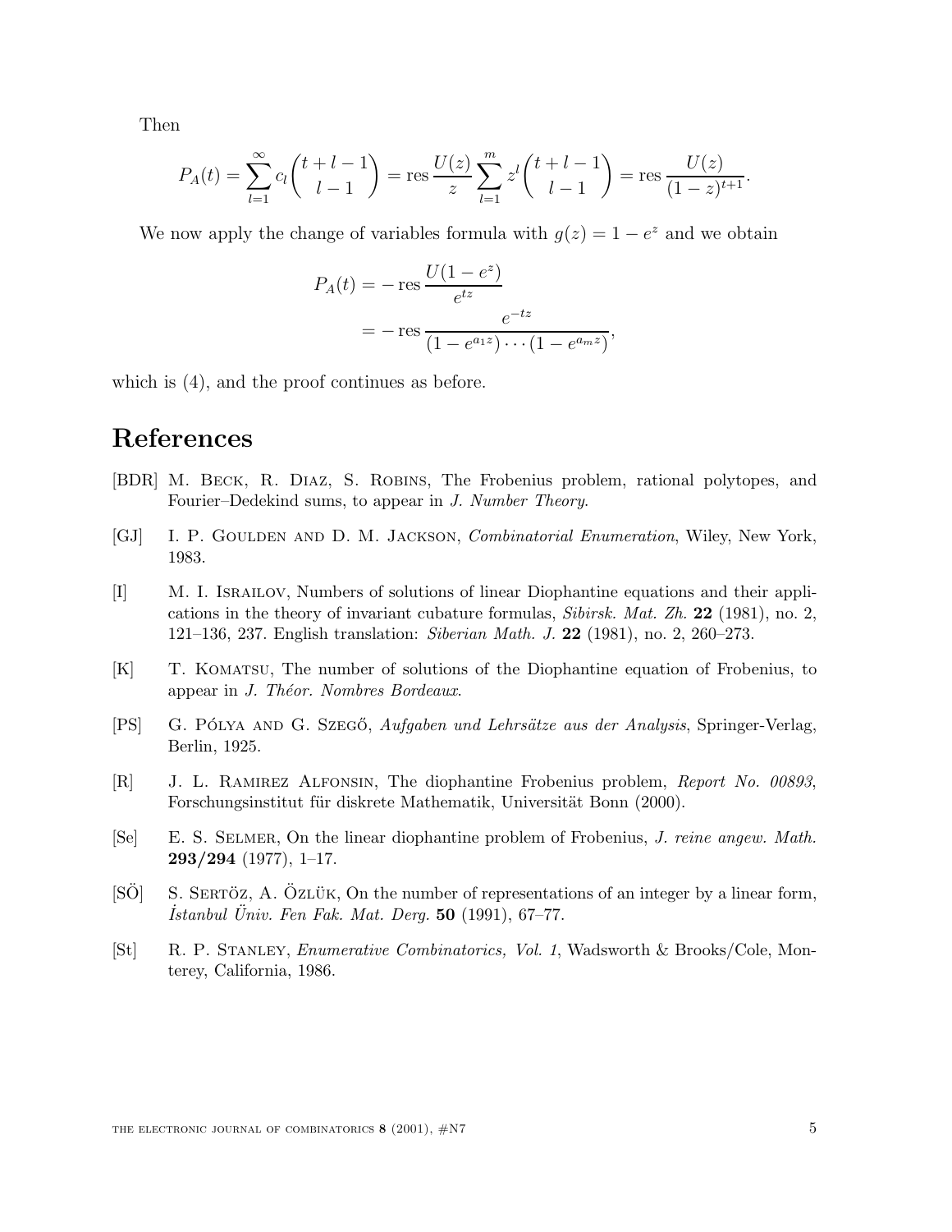Then

$$P_A(t) = \sum_{l=1}^{\infty} c_l \binom{t+l-1}{l-1} = \operatorname{res} \frac{U(z)}{z} \sum_{l=1}^{m} z^l \binom{t+l-1}{l-1} = \operatorname{res} \frac{U(z)}{(1-z)^{t+1}}.$$

We now apply the change of variables formula with $g(z) = 1 - e^z$ and we obtain

$$\begin{aligned} P_A(t) &= -\operatorname{res} \frac{U(1-e^z)}{e^{tz}} \\ &= -\operatorname{res} \frac{e^{-tz}}{(1-e^{a_1 z}) \cdots (1-e^{a_m z})}, \end{aligned}$$

which is (4), and the proof continues as before.

# References

[BDR] M. Beck, R. Diaz, S. Robins, The Frobenius problem, rational polytopes, and Fourier–Dedekind sums, to appear in *J. Number Theory*.

[GJ] I. P. Goulden and D. M. Jackson, *Combinatorial Enumeration*, Wiley, New York, 1983.

[I] M. I. Israilov, Numbers of solutions of linear Diophantine equations and their applications in the theory of invariant cubature formulas, *Sibirsk. Mat. Zh.* **22** (1981), no. 2, 121–136, 237. English translation: *Siberian Math. J.* **22** (1981), no. 2, 260–273.

[K] T. Komatsu, The number of solutions of the Diophantine equation of Frobenius, to appear in *J. Théor. Nombres Bordeaux*.

[PS] G. Pólya and G. Szegő, *Aufgaben und Lehrsätze aus der Analysis*, Springer-Verlag, Berlin, 1925.

[R] J. L. Ramirez Alfonsin, The diophantine Frobenius problem, *Report No. 00893*, Forschungsinstitut für diskrete Mathematik, Universität Bonn (2000).

[Se] E. S. Selmer, On the linear diophantine problem of Frobenius, *J. reine angew. Math.* **293/294** (1977), 1–17.

[SÖ] S. Sertöz, A. Özlük, On the number of representations of an integer by a linear form, *İstanbul Üniv. Fen Fak. Mat. Derg.* **50** (1991), 67–77.

[St] R. P. Stanley, *Enumerative Combinatorics, Vol. 1*, Wadsworth & Brooks/Cole, Monterey, California, 1986.